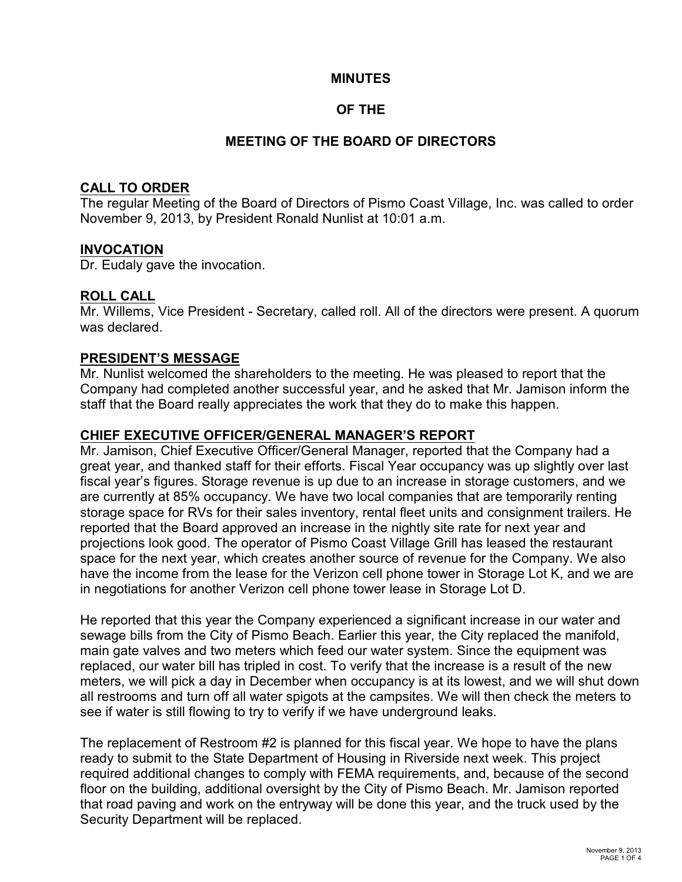# MINUTES

# OF THE

# MEETING OF THE BOARD OF DIRECTORS

## CALL TO ORDER

The regular Meeting of the Board of Directors of Pismo Coast Village, Inc. was called to order November 9, 2013, by President Ronald Nunlist at 10:01 a.m.

## INVOCATION

Dr. Eudaly gave the invocation.

## ROLL CALL

Mr. Willems, Vice President - Secretary, called roll. All of the directors were present. A quorum was declared.

## PRESIDENT'S MESSAGE

Mr. Nunlist welcomed the shareholders to the meeting. He was pleased to report that the Company had completed another successful year, and he asked that Mr. Jamison inform the staff that the Board really appreciates the work that they do to make this happen.

## CHIEF EXECUTIVE OFFICER/GENERAL MANAGER'S REPORT

Mr. Jamison, Chief Executive Officer/General Manager, reported that the Company had a great year, and thanked staff for their efforts. Fiscal Year occupancy was up slightly over last fiscal year's figures. Storage revenue is up due to an increase in storage customers, and we are currently at 85% occupancy. We have two local companies that are temporarily renting storage space for RVs for their sales inventory, rental fleet units and consignment trailers. He reported that the Board approved an increase in the nightly site rate for next year and projections look good. The operator of Pismo Coast Village Grill has leased the restaurant space for the next year, which creates another source of revenue for the Company. We also have the income from the lease for the Verizon cell phone tower in Storage Lot K, and we are in negotiations for another Verizon cell phone tower lease in Storage Lot D.

He reported that this year the Company experienced a significant increase in our water and sewage bills from the City of Pismo Beach. Earlier this year, the City replaced the manifold, main gate valves and two meters which feed our water system. Since the equipment was replaced, our water bill has tripled in cost. To verify that the increase is a result of the new meters, we will pick a day in December when occupancy is at its lowest, and we will shut down all restrooms and turn off all water spigots at the campsites. We will then check the meters to see if water is still flowing to try to verify if we have underground leaks.

The replacement of Restroom #2 is planned for this fiscal year. We hope to have the plans ready to submit to the State Department of Housing in Riverside next week. This project required additional changes to comply with FEMA requirements, and, because of the second floor on the building, additional oversight by the City of Pismo Beach. Mr. Jamison reported that road paving and work on the entryway will be done this year, and the truck used by the Security Department will be replaced.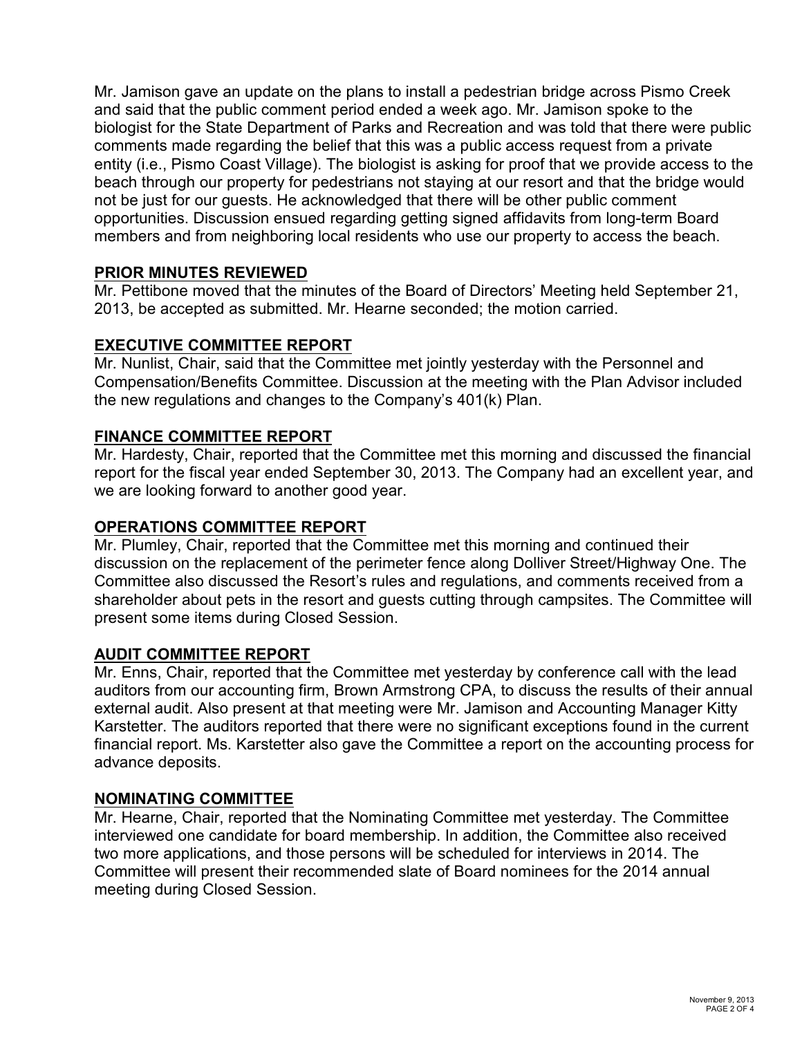Mr. Jamison gave an update on the plans to install a pedestrian bridge across Pismo Creek and said that the public comment period ended a week ago. Mr. Jamison spoke to the biologist for the State Department of Parks and Recreation and was told that there were public comments made regarding the belief that this was a public access request from a private entity (i.e., Pismo Coast Village). The biologist is asking for proof that we provide access to the beach through our property for pedestrians not staying at our resort and that the bridge would not be just for our guests. He acknowledged that there will be other public comment opportunities. Discussion ensued regarding getting signed affidavits from long-term Board members and from neighboring local residents who use our property to access the beach.

## PRIOR MINUTES REVIEWED

Mr. Pettibone moved that the minutes of the Board of Directors' Meeting held September 21, 2013, be accepted as submitted. Mr. Hearne seconded; the motion carried.

## EXECUTIVE COMMITTEE REPORT

Mr. Nunlist, Chair, said that the Committee met jointly yesterday with the Personnel and Compensation/Benefits Committee. Discussion at the meeting with the Plan Advisor included the new regulations and changes to the Company's 401(k) Plan.

## FINANCE COMMITTEE REPORT

Mr. Hardesty, Chair, reported that the Committee met this morning and discussed the financial report for the fiscal year ended September 30, 2013. The Company had an excellent year, and we are looking forward to another good year.

## OPERATIONS COMMITTEE REPORT

Mr. Plumley, Chair, reported that the Committee met this morning and continued their discussion on the replacement of the perimeter fence along Dolliver Street/Highway One. The Committee also discussed the Resort's rules and regulations, and comments received from a shareholder about pets in the resort and guests cutting through campsites. The Committee will present some items during Closed Session.

## AUDIT COMMITTEE REPORT

Mr. Enns, Chair, reported that the Committee met yesterday by conference call with the lead auditors from our accounting firm, Brown Armstrong CPA, to discuss the results of their annual external audit. Also present at that meeting were Mr. Jamison and Accounting Manager Kitty Karstetter. The auditors reported that there were no significant exceptions found in the current financial report. Ms. Karstetter also gave the Committee a report on the accounting process for advance deposits.

## NOMINATING COMMITTEE

Mr. Hearne, Chair, reported that the Nominating Committee met yesterday. The Committee interviewed one candidate for board membership. In addition, the Committee also received two more applications, and those persons will be scheduled for interviews in 2014. The Committee will present their recommended slate of Board nominees for the 2014 annual meeting during Closed Session.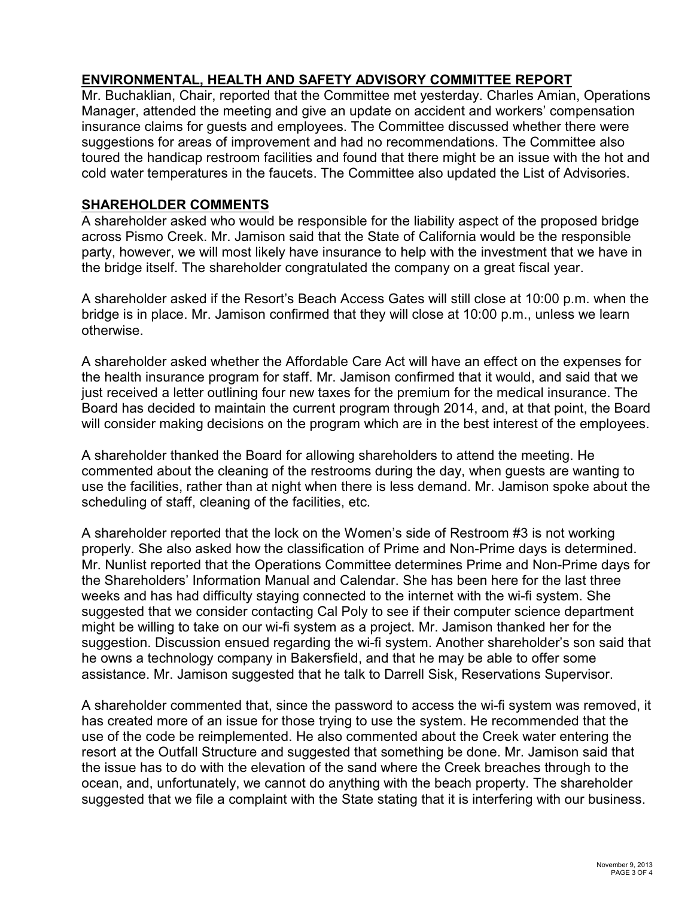## ENVIRONMENTAL, HEALTH AND SAFETY ADVISORY COMMITTEE REPORT

Mr. Buchaklian, Chair, reported that the Committee met yesterday. Charles Amian, Operations Manager, attended the meeting and give an update on accident and workers' compensation insurance claims for guests and employees. The Committee discussed whether there were suggestions for areas of improvement and had no recommendations. The Committee also toured the handicap restroom facilities and found that there might be an issue with the hot and cold water temperatures in the faucets. The Committee also updated the List of Advisories.

## SHAREHOLDER COMMENTS

A shareholder asked who would be responsible for the liability aspect of the proposed bridge across Pismo Creek. Mr. Jamison said that the State of California would be the responsible party, however, we will most likely have insurance to help with the investment that we have in the bridge itself. The shareholder congratulated the company on a great fiscal year.

A shareholder asked if the Resort's Beach Access Gates will still close at 10:00 p.m. when the bridge is in place. Mr. Jamison confirmed that they will close at 10:00 p.m., unless we learn otherwise.

A shareholder asked whether the Affordable Care Act will have an effect on the expenses for the health insurance program for staff. Mr. Jamison confirmed that it would, and said that we just received a letter outlining four new taxes for the premium for the medical insurance. The Board has decided to maintain the current program through 2014, and, at that point, the Board will consider making decisions on the program which are in the best interest of the employees.

A shareholder thanked the Board for allowing shareholders to attend the meeting. He commented about the cleaning of the restrooms during the day, when guests are wanting to use the facilities, rather than at night when there is less demand. Mr. Jamison spoke about the scheduling of staff, cleaning of the facilities, etc.

A shareholder reported that the lock on the Women's side of Restroom #3 is not working properly. She also asked how the classification of Prime and Non-Prime days is determined. Mr. Nunlist reported that the Operations Committee determines Prime and Non-Prime days for the Shareholders' Information Manual and Calendar. She has been here for the last three weeks and has had difficulty staying connected to the internet with the wi-fi system. She suggested that we consider contacting Cal Poly to see if their computer science department might be willing to take on our wi-fi system as a project. Mr. Jamison thanked her for the suggestion. Discussion ensued regarding the wi-fi system. Another shareholder's son said that he owns a technology company in Bakersfield, and that he may be able to offer some assistance. Mr. Jamison suggested that he talk to Darrell Sisk, Reservations Supervisor.

A shareholder commented that, since the password to access the wi-fi system was removed, it has created more of an issue for those trying to use the system. He recommended that the use of the code be reimplemented. He also commented about the Creek water entering the resort at the Outfall Structure and suggested that something be done. Mr. Jamison said that the issue has to do with the elevation of the sand where the Creek breaches through to the ocean, and, unfortunately, we cannot do anything with the beach property. The shareholder suggested that we file a complaint with the State stating that it is interfering with our business.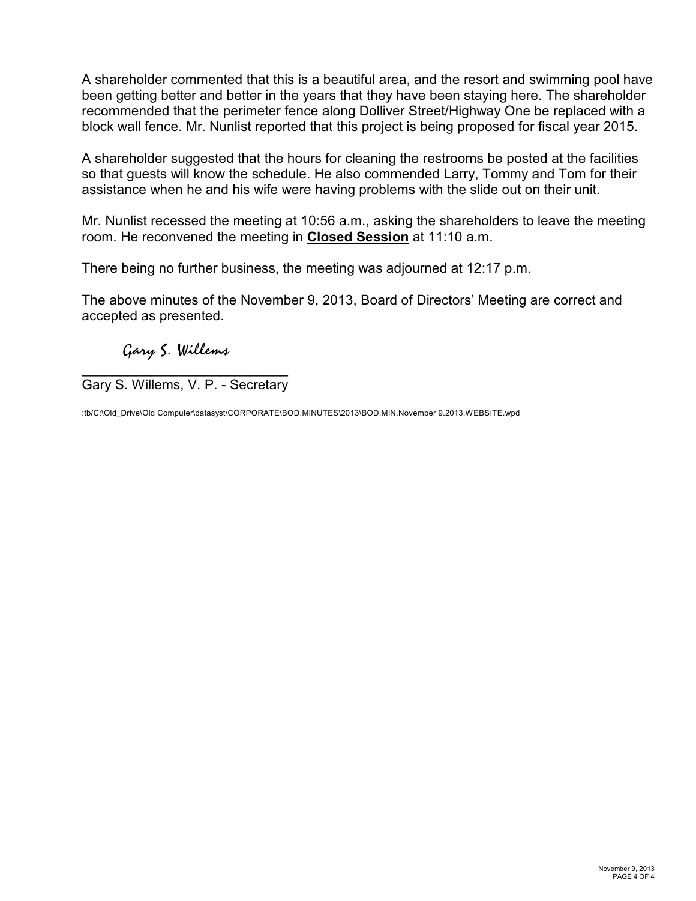A shareholder commented that this is a beautiful area, and the resort and swimming pool have been getting better and better in the years that they have been staying here. The shareholder recommended that the perimeter fence along Dolliver Street/Highway One be replaced with a block wall fence. Mr. Nunlist reported that this project is being proposed for fiscal year 2015.

A shareholder suggested that the hours for cleaning the restrooms be posted at the facilities so that guests will know the schedule. He also commended Larry, Tommy and Tom for their assistance when he and his wife were having problems with the slide out on their unit.

Mr. Nunlist recessed the meeting at 10:56 a.m., asking the shareholders to leave the meeting room. He reconvened the meeting in **Closed Session** at 11:10 a.m.

There being no further business, the meeting was adjourned at 12:17 p.m.

The above minutes of the November 9, 2013, Board of Directors' Meeting are correct and accepted as presented.

*Gary S. Willems*

______________________________
Gary S. Willems, V. P. - Secretary

:tb/C:\Old_Drive\Old Computer\datasyst\CORPORATE\BOD.MINUTES\2013\BOD.MIN.November 9.2013.WEBSITE.wpd